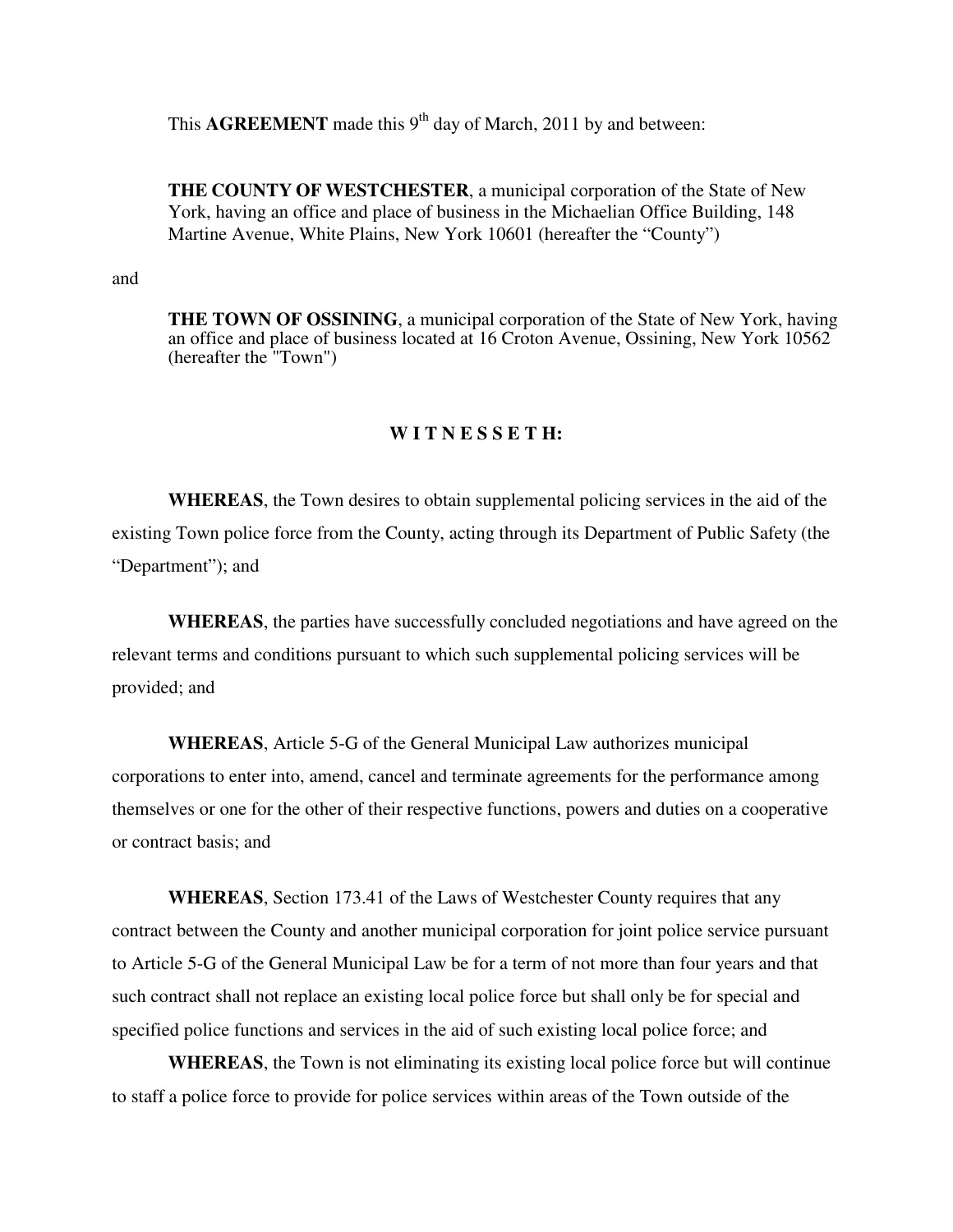This **AGREEMENT** made this 9th day of March, 2011 by and between:

**THE COUNTY OF WESTCHESTER**, a municipal corporation of the State of New York, having an office and place of business in the Michaelian Office Building, 148 Martine Avenue, White Plains, New York 10601 (hereafter the "County")

and

**THE TOWN OF OSSINING**, a municipal corporation of the State of New York, having an office and place of business located at 16 Croton Avenue, Ossining, New York 10562 (hereafter the "Town")

**W I T N E S S E T H:**

**WHEREAS**, the Town desires to obtain supplemental policing services in the aid of the existing Town police force from the County, acting through its Department of Public Safety (the "Department"); and

**WHEREAS**, the parties have successfully concluded negotiations and have agreed on the relevant terms and conditions pursuant to which such supplemental policing services will be provided; and

**WHEREAS**, Article 5-G of the General Municipal Law authorizes municipal corporations to enter into, amend, cancel and terminate agreements for the performance among themselves or one for the other of their respective functions, powers and duties on a cooperative or contract basis; and

**WHEREAS**, Section 173.41 of the Laws of Westchester County requires that any contract between the County and another municipal corporation for joint police service pursuant to Article 5-G of the General Municipal Law be for a term of not more than four years and that such contract shall not replace an existing local police force but shall only be for special and specified police functions and services in the aid of such existing local police force; and

**WHEREAS**, the Town is not eliminating its existing local police force but will continue to staff a police force to provide for police services within areas of the Town outside of the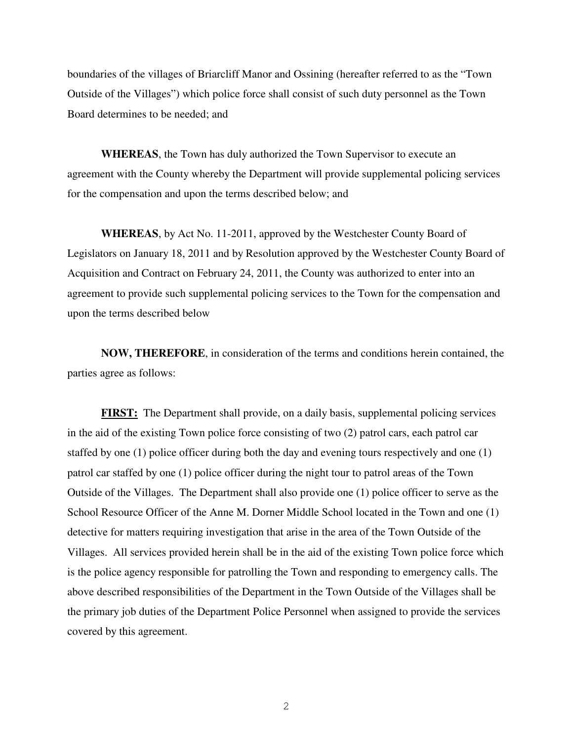boundaries of the villages of Briarcliff Manor and Ossining (hereafter referred to as the "Town Outside of the Villages") which police force shall consist of such duty personnel as the Town Board determines to be needed; and

**WHEREAS**, the Town has duly authorized the Town Supervisor to execute an agreement with the County whereby the Department will provide supplemental policing services for the compensation and upon the terms described below; and

**WHEREAS**, by Act No. 11-2011, approved by the Westchester County Board of Legislators on January 18, 2011 and by Resolution approved by the Westchester County Board of Acquisition and Contract on February 24, 2011, the County was authorized to enter into an agreement to provide such supplemental policing services to the Town for the compensation and upon the terms described below

**NOW, THEREFORE**, in consideration of the terms and conditions herein contained, the parties agree as follows:

**FIRST:** The Department shall provide, on a daily basis, supplemental policing services in the aid of the existing Town police force consisting of two (2) patrol cars, each patrol car staffed by one (1) police officer during both the day and evening tours respectively and one (1) patrol car staffed by one (1) police officer during the night tour to patrol areas of the Town Outside of the Villages. The Department shall also provide one (1) police officer to serve as the School Resource Officer of the Anne M. Dorner Middle School located in the Town and one (1) detective for matters requiring investigation that arise in the area of the Town Outside of the Villages. All services provided herein shall be in the aid of the existing Town police force which is the police agency responsible for patrolling the Town and responding to emergency calls. The above described responsibilities of the Department in the Town Outside of the Villages shall be the primary job duties of the Department Police Personnel when assigned to provide the services covered by this agreement.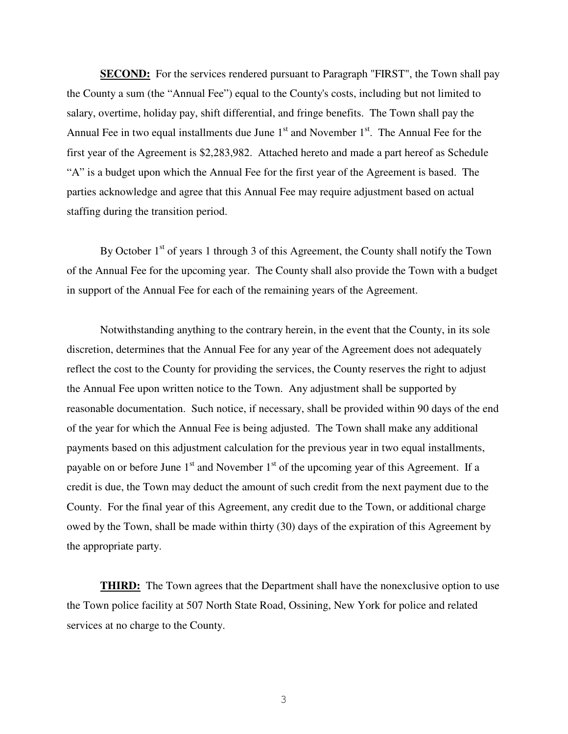**SECOND:** For the services rendered pursuant to Paragraph "FIRST", the Town shall pay the County a sum (the "Annual Fee") equal to the County's costs, including but not limited to salary, overtime, holiday pay, shift differential, and fringe benefits. The Town shall pay the Annual Fee in two equal installments due June 1st and November 1st. The Annual Fee for the first year of the Agreement is $2,283,982. Attached hereto and made a part hereof as Schedule "A" is a budget upon which the Annual Fee for the first year of the Agreement is based. The parties acknowledge and agree that this Annual Fee may require adjustment based on actual staffing during the transition period.

By October 1st of years 1 through 3 of this Agreement, the County shall notify the Town of the Annual Fee for the upcoming year. The County shall also provide the Town with a budget in support of the Annual Fee for each of the remaining years of the Agreement.

Notwithstanding anything to the contrary herein, in the event that the County, in its sole discretion, determines that the Annual Fee for any year of the Agreement does not adequately reflect the cost to the County for providing the services, the County reserves the right to adjust the Annual Fee upon written notice to the Town. Any adjustment shall be supported by reasonable documentation. Such notice, if necessary, shall be provided within 90 days of the end of the year for which the Annual Fee is being adjusted. The Town shall make any additional payments based on this adjustment calculation for the previous year in two equal installments, payable on or before June 1st and November 1st of the upcoming year of this Agreement. If a credit is due, the Town may deduct the amount of such credit from the next payment due to the County. For the final year of this Agreement, any credit due to the Town, or additional charge owed by the Town, shall be made within thirty (30) days of the expiration of this Agreement by the appropriate party.

**THIRD:** The Town agrees that the Department shall have the nonexclusive option to use the Town police facility at 507 North State Road, Ossining, New York for police and related services at no charge to the County.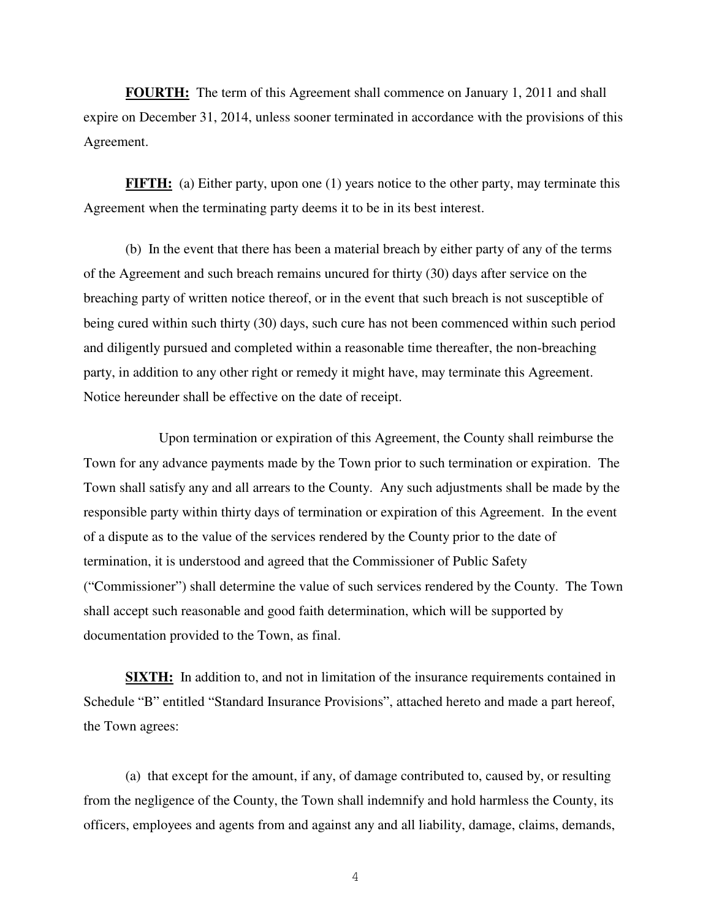**FOURTH:** The term of this Agreement shall commence on January 1, 2011 and shall expire on December 31, 2014, unless sooner terminated in accordance with the provisions of this Agreement.

**FIFTH:** (a) Either party, upon one (1) years notice to the other party, may terminate this Agreement when the terminating party deems it to be in its best interest.

(b) In the event that there has been a material breach by either party of any of the terms of the Agreement and such breach remains uncured for thirty (30) days after service on the breaching party of written notice thereof, or in the event that such breach is not susceptible of being cured within such thirty (30) days, such cure has not been commenced within such period and diligently pursued and completed within a reasonable time thereafter, the non-breaching party, in addition to any other right or remedy it might have, may terminate this Agreement. Notice hereunder shall be effective on the date of receipt.

Upon termination or expiration of this Agreement, the County shall reimburse the Town for any advance payments made by the Town prior to such termination or expiration. The Town shall satisfy any and all arrears to the County. Any such adjustments shall be made by the responsible party within thirty days of termination or expiration of this Agreement. In the event of a dispute as to the value of the services rendered by the County prior to the date of termination, it is understood and agreed that the Commissioner of Public Safety ("Commissioner") shall determine the value of such services rendered by the County. The Town shall accept such reasonable and good faith determination, which will be supported by documentation provided to the Town, as final.

**SIXTH:** In addition to, and not in limitation of the insurance requirements contained in Schedule "B" entitled "Standard Insurance Provisions", attached hereto and made a part hereof, the Town agrees:

(a) that except for the amount, if any, of damage contributed to, caused by, or resulting from the negligence of the County, the Town shall indemnify and hold harmless the County, its officers, employees and agents from and against any and all liability, damage, claims, demands,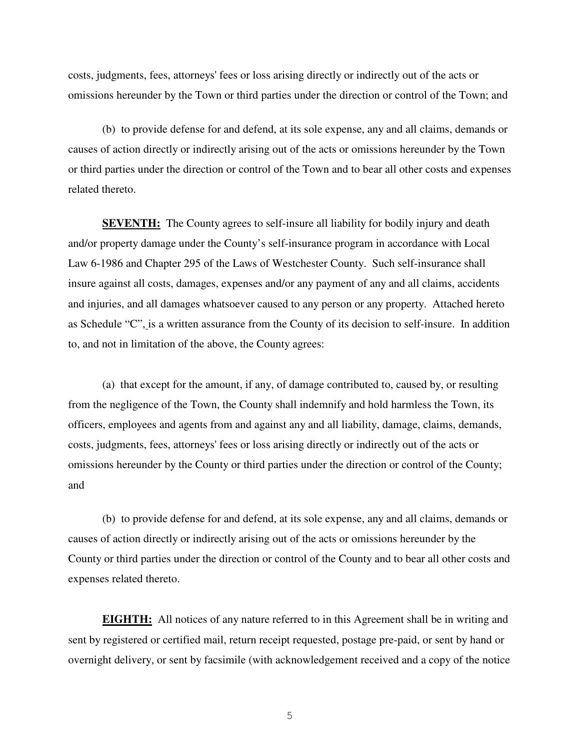costs, judgments, fees, attorneys' fees or loss arising directly or indirectly out of the acts or omissions hereunder by the Town or third parties under the direction or control of the Town; and

(b) to provide defense for and defend, at its sole expense, any and all claims, demands or causes of action directly or indirectly arising out of the acts or omissions hereunder by the Town or third parties under the direction or control of the Town and to bear all other costs and expenses related thereto.

**SEVENTH:** The County agrees to self-insure all liability for bodily injury and death and/or property damage under the County's self-insurance program in accordance with Local Law 6-1986 and Chapter 295 of the Laws of Westchester County. Such self-insurance shall insure against all costs, damages, expenses and/or any payment of any and all claims, accidents and injuries, and all damages whatsoever caused to any person or any property. Attached hereto as Schedule "C", is a written assurance from the County of its decision to self-insure. In addition to, and not in limitation of the above, the County agrees:

(a) that except for the amount, if any, of damage contributed to, caused by, or resulting from the negligence of the Town, the County shall indemnify and hold harmless the Town, its officers, employees and agents from and against any and all liability, damage, claims, demands, costs, judgments, fees, attorneys' fees or loss arising directly or indirectly out of the acts or omissions hereunder by the County or third parties under the direction or control of the County; and

(b) to provide defense for and defend, at its sole expense, any and all claims, demands or causes of action directly or indirectly arising out of the acts or omissions hereunder by the County or third parties under the direction or control of the County and to bear all other costs and expenses related thereto.

**EIGHTH:** All notices of any nature referred to in this Agreement shall be in writing and sent by registered or certified mail, return receipt requested, postage pre-paid, or sent by hand or overnight delivery, or sent by facsimile (with acknowledgement received and a copy of the notice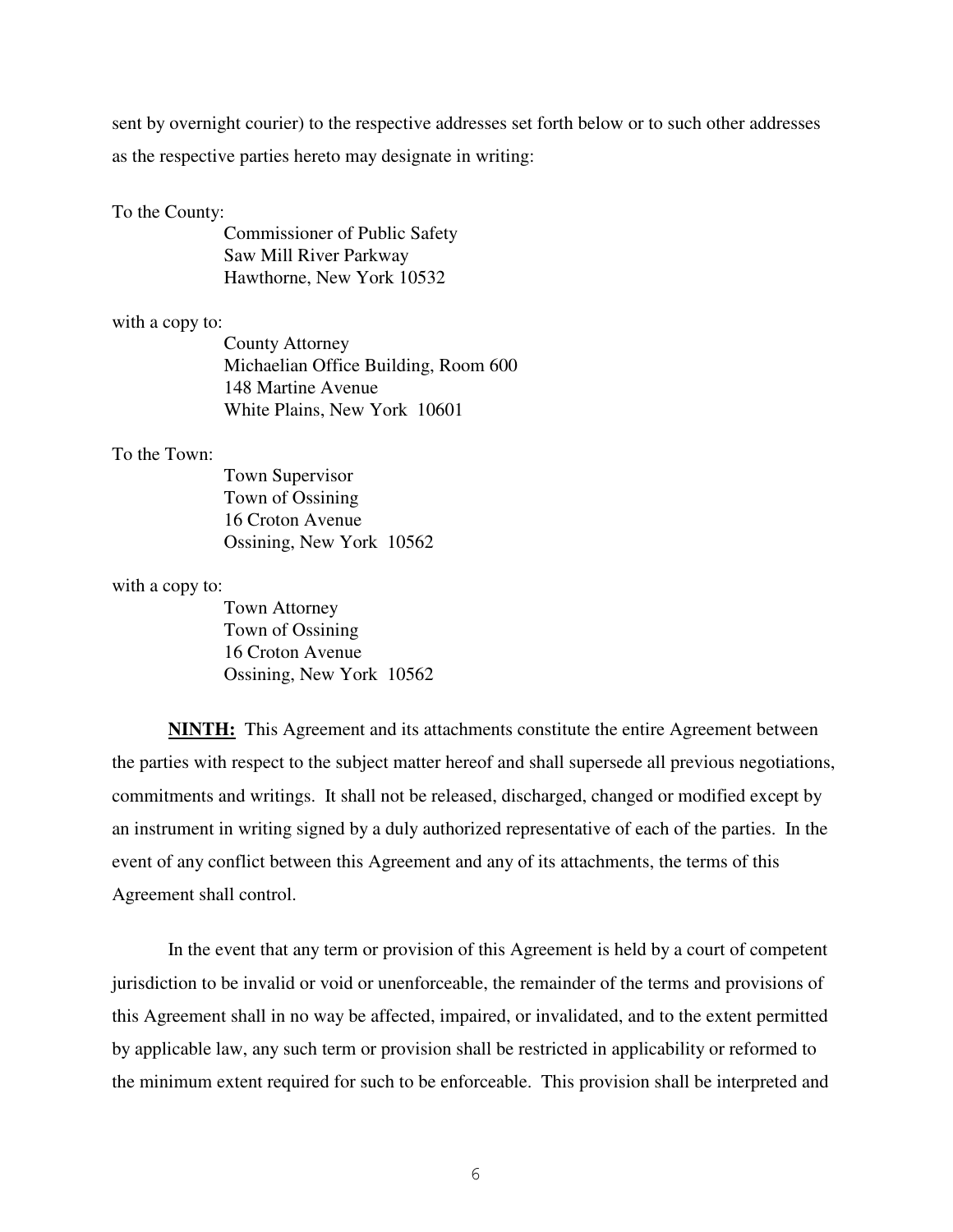sent by overnight courier) to the respective addresses set forth below or to such other addresses as the respective parties hereto may designate in writing:

To the County:

Commissioner of Public Safety
Saw Mill River Parkway
Hawthorne, New York 10532

with a copy to:

County Attorney
Michaelian Office Building, Room 600
148 Martine Avenue
White Plains, New York 10601

To the Town:

Town Supervisor
Town of Ossining
16 Croton Avenue
Ossining, New York 10562

with a copy to:

Town Attorney
Town of Ossining
16 Croton Avenue
Ossining, New York 10562

**NINTH:** This Agreement and its attachments constitute the entire Agreement between the parties with respect to the subject matter hereof and shall supersede all previous negotiations, commitments and writings. It shall not be released, discharged, changed or modified except by an instrument in writing signed by a duly authorized representative of each of the parties. In the event of any conflict between this Agreement and any of its attachments, the terms of this Agreement shall control.

In the event that any term or provision of this Agreement is held by a court of competent jurisdiction to be invalid or void or unenforceable, the remainder of the terms and provisions of this Agreement shall in no way be affected, impaired, or invalidated, and to the extent permitted by applicable law, any such term or provision shall be restricted in applicability or reformed to the minimum extent required for such to be enforceable. This provision shall be interpreted and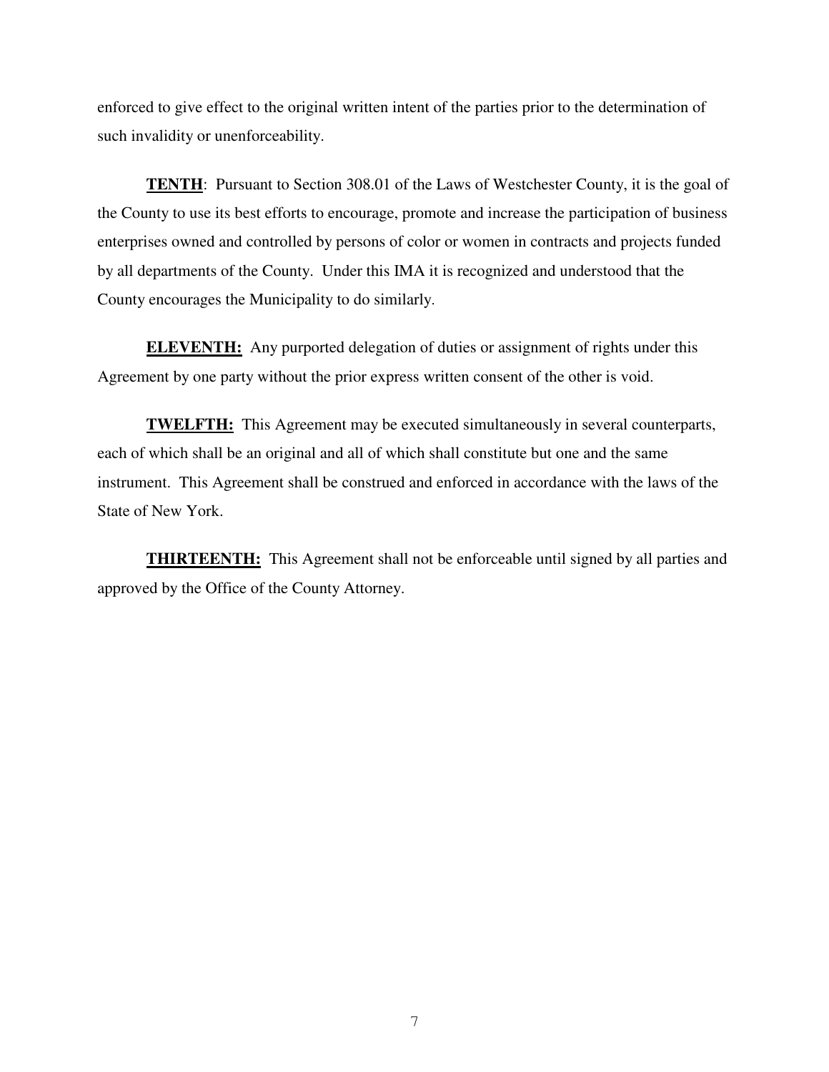enforced to give effect to the original written intent of the parties prior to the determination of such invalidity or unenforceability.

**TENTH**: Pursuant to Section 308.01 of the Laws of Westchester County, it is the goal of the County to use its best efforts to encourage, promote and increase the participation of business enterprises owned and controlled by persons of color or women in contracts and projects funded by all departments of the County. Under this IMA it is recognized and understood that the County encourages the Municipality to do similarly.

**ELEVENTH:** Any purported delegation of duties or assignment of rights under this Agreement by one party without the prior express written consent of the other is void.

**TWELFTH:** This Agreement may be executed simultaneously in several counterparts, each of which shall be an original and all of which shall constitute but one and the same instrument. This Agreement shall be construed and enforced in accordance with the laws of the State of New York.

**THIRTEENTH:** This Agreement shall not be enforceable until signed by all parties and approved by the Office of the County Attorney.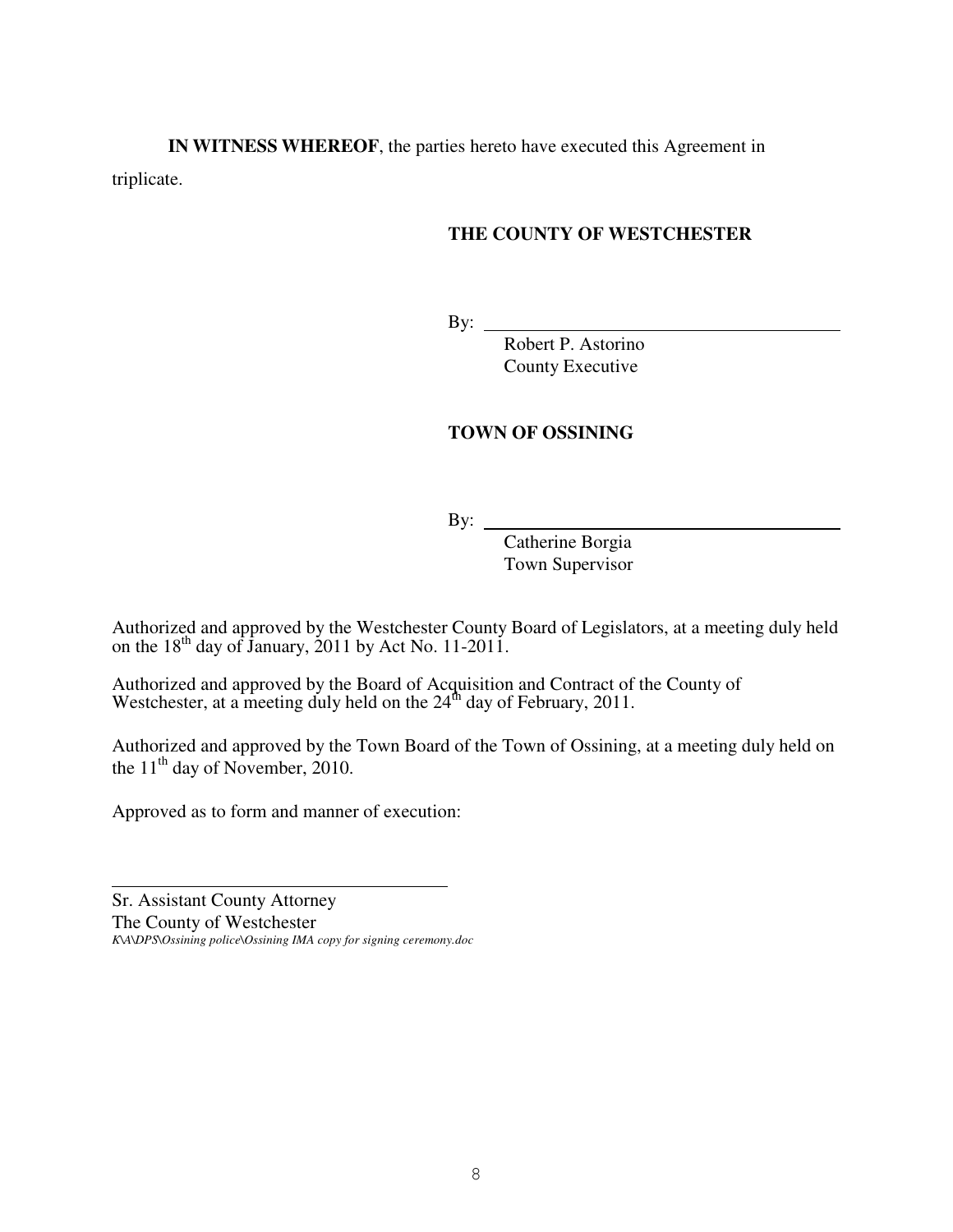**IN WITNESS WHEREOF**, the parties hereto have executed this Agreement in triplicate.

**THE COUNTY OF WESTCHESTER**

By: ______________________________
Robert P. Astorino
County Executive

**TOWN OF OSSINING**

By: ______________________________
Catherine Borgia
Town Supervisor

Authorized and approved by the Westchester County Board of Legislators, at a meeting duly held on the 18th day of January, 2011 by Act No. 11-2011.

Authorized and approved by the Board of Acquisition and Contract of the County of Westchester, at a meeting duly held on the 24th day of February, 2011.

Authorized and approved by the Town Board of the Town of Ossining, at a meeting duly held on the 11th day of November, 2010.

Approved as to form and manner of execution:

______________________________
Sr. Assistant County Attorney
The County of Westchester
*K:\A\DPS\Ossining police\Ossining IMA copy for signing ceremony.doc*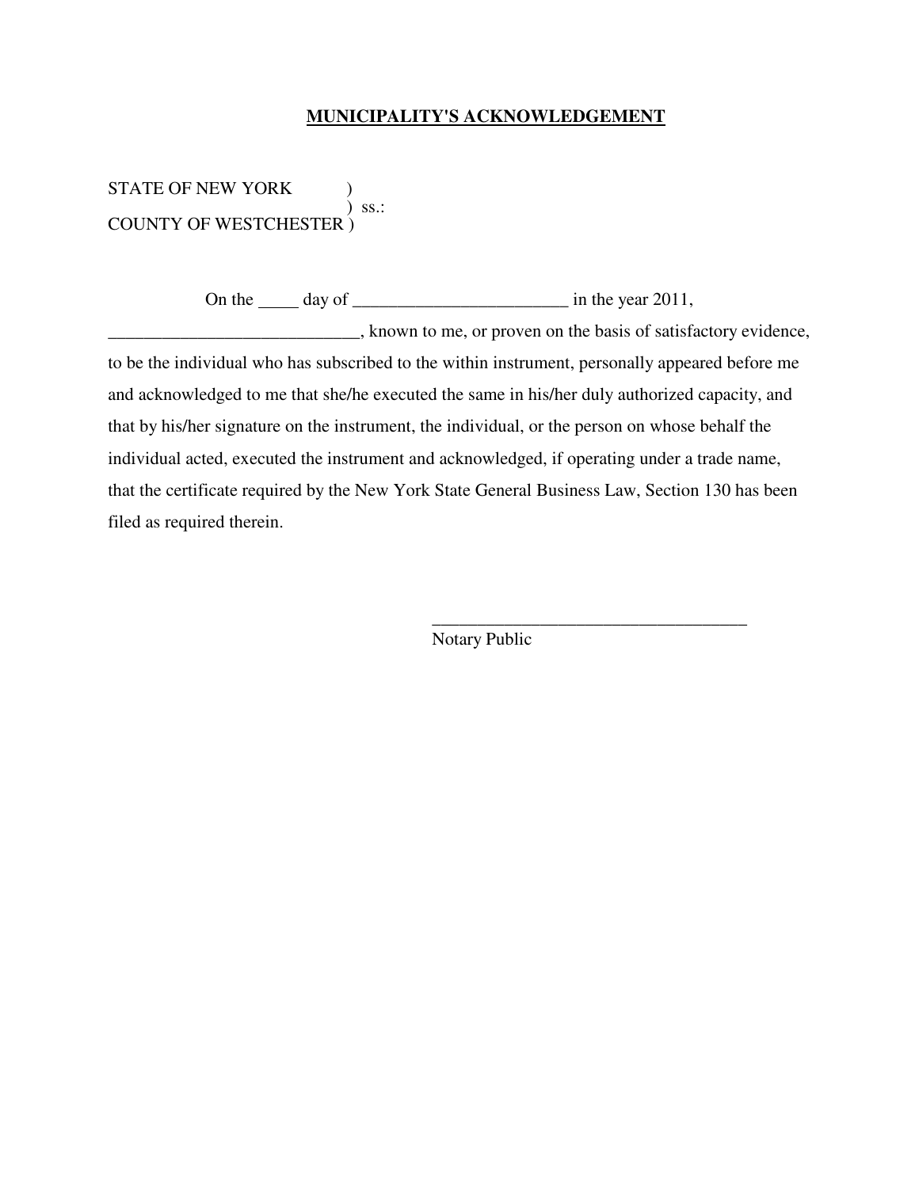## MUNICIPALITY'S ACKNOWLEDGEMENT

STATE OF NEW YORK )
) ss.:
COUNTY OF WESTCHESTER )

On the _____ day of ________________________ in the year 2011, ____________________________, known to me, or proven on the basis of satisfactory evidence, to be the individual who has subscribed to the within instrument, personally appeared before me and acknowledged to me that she/he executed the same in his/her duly authorized capacity, and that by his/her signature on the instrument, the individual, or the person on whose behalf the individual acted, executed the instrument and acknowledged, if operating under a trade name, that the certificate required by the New York State General Business Law, Section 130 has been filed as required therein.

____________________________________
Notary Public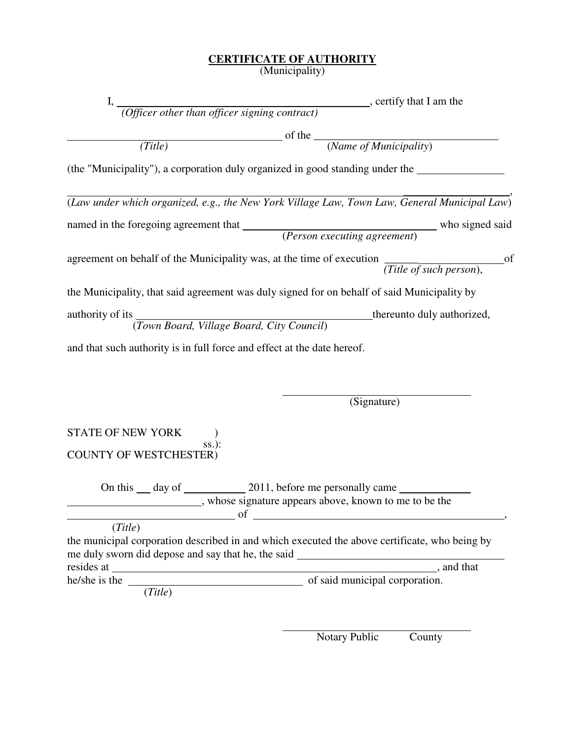**CERTIFICATE OF AUTHORITY**
(Municipality)

I, ______________________________________________, certify that I am the
*(Officer other than officer signing contract)*

________________________________________ of the __________________________________
*(Title)* (*Name of Municipality*)

(the "Municipality"), a corporation duly organized in good standing under the ________________

____________________________________________________________________________________,
(*Law under which organized, e.g., the New York Village Law, Town Law, General Municipal Law*)

named in the foregoing agreement that ____________________________________ who signed said
(*Person executing agreement*)

agreement on behalf of the Municipality was, at the time of execution ______________________of
*(Title of such person*),

the Municipality, that said agreement was duly signed for on behalf of said Municipality by

authority of its ____________________________________________thereunto duly authorized,
(*Town Board, Village Board, City Council*)

and that such authority is in full force and effect at the date hereof.

\_\_\_\_\_\_\_\_\_\_\_\_\_\_\_\_\_\_\_\_\_\_\_\_\_\_\_\_\_\_\_\_\_\_\_\_\_\_
(Signature)

STATE OF NEW YORK )
ss.):
COUNTY OF WESTCHESTER)

On this ___ day of ___________ 2011, before me personally came _____________
_________________________, whose signature appears above, known to me to be the
_______________________________ of _______________________________________________,
(*Title*)
the municipal corporation described in and which executed the above certificate, who being by me duly sworn did depose and say that he, the said _____________________________________
resides at _____________________________________________________________, and that
he/she is the ________________________________ of said municipal corporation.
(*Title*)

\_\_\_\_\_\_\_\_\_\_\_\_\_\_\_\_\_\_\_\_\_\_\_\_\_\_\_\_\_\_\_\_\_\_\_\_\_\_
Notary Public County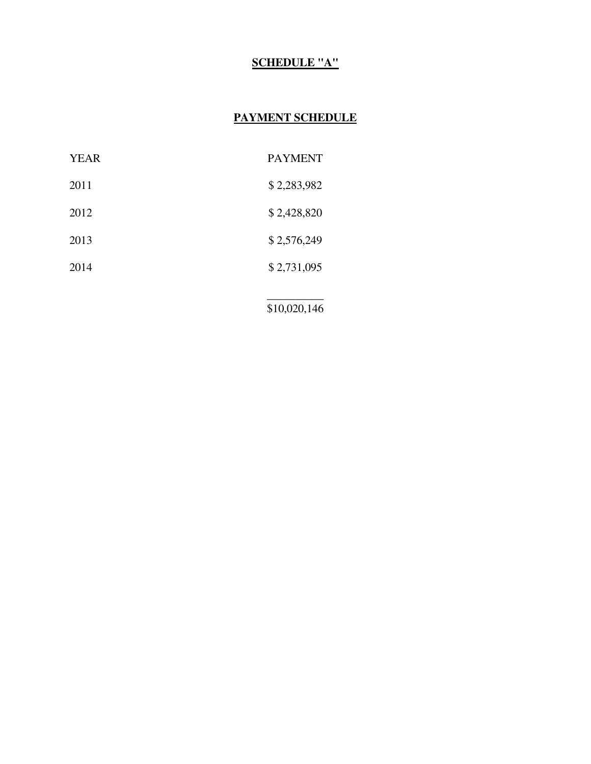**SCHEDULE "A"**

**PAYMENT SCHEDULE**

| YEAR | PAYMENT |
| --- | --- |
| 2011 | $ 2,283,982 |
| 2012 | $ 2,428,820 |
| 2013 | $ 2,576,249 |
| 2014 | $ 2,731,095 |
| | $10,020,146 |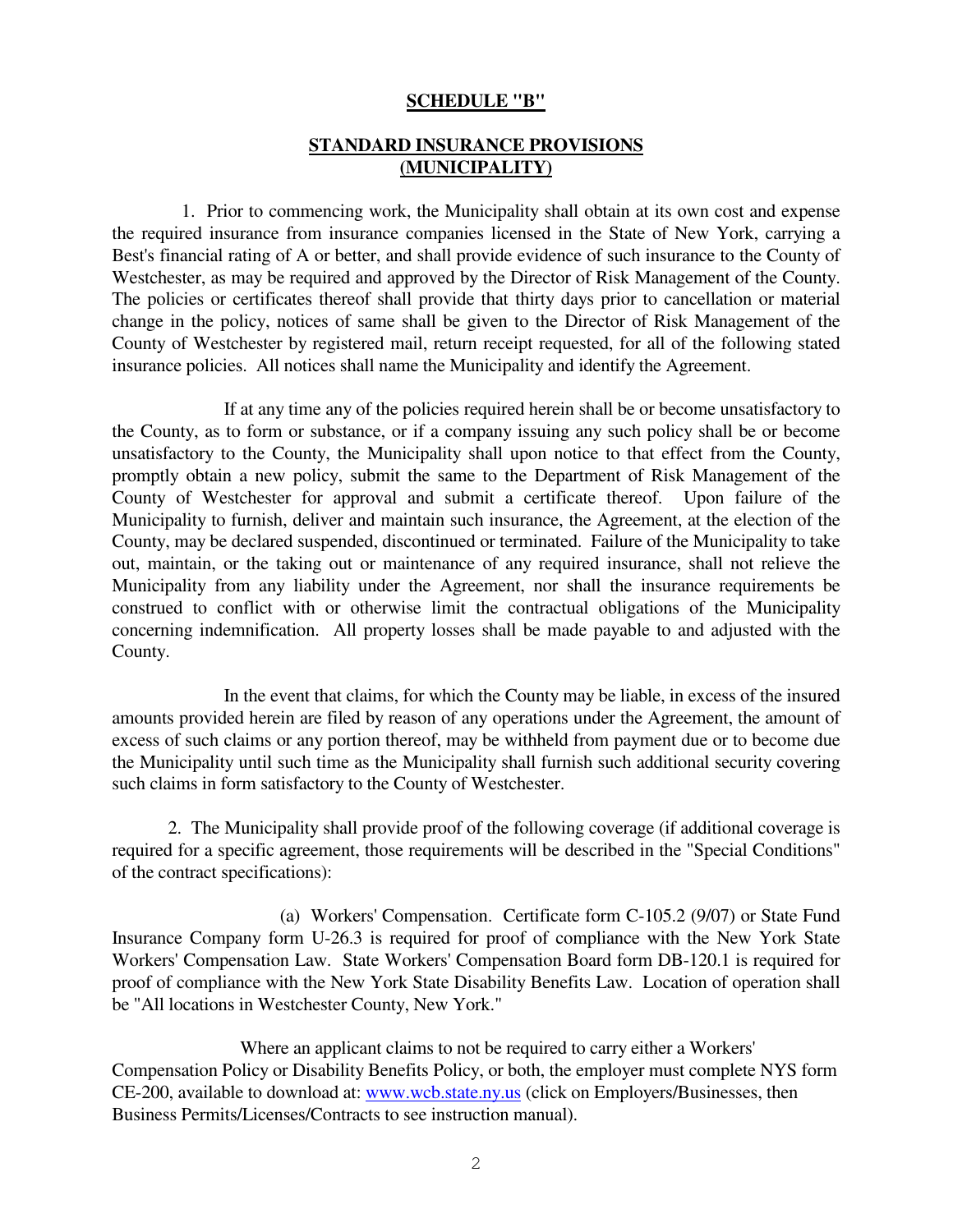**SCHEDULE "B"**

**STANDARD INSURANCE PROVISIONS (MUNICIPALITY)**

1. Prior to commencing work, the Municipality shall obtain at its own cost and expense the required insurance from insurance companies licensed in the State of New York, carrying a Best's financial rating of A or better, and shall provide evidence of such insurance to the County of Westchester, as may be required and approved by the Director of Risk Management of the County. The policies or certificates thereof shall provide that thirty days prior to cancellation or material change in the policy, notices of same shall be given to the Director of Risk Management of the County of Westchester by registered mail, return receipt requested, for all of the following stated insurance policies. All notices shall name the Municipality and identify the Agreement.

If at any time any of the policies required herein shall be or become unsatisfactory to the County, as to form or substance, or if a company issuing any such policy shall be or become unsatisfactory to the County, the Municipality shall upon notice to that effect from the County, promptly obtain a new policy, submit the same to the Department of Risk Management of the County of Westchester for approval and submit a certificate thereof. Upon failure of the Municipality to furnish, deliver and maintain such insurance, the Agreement, at the election of the County, may be declared suspended, discontinued or terminated. Failure of the Municipality to take out, maintain, or the taking out or maintenance of any required insurance, shall not relieve the Municipality from any liability under the Agreement, nor shall the insurance requirements be construed to conflict with or otherwise limit the contractual obligations of the Municipality concerning indemnification. All property losses shall be made payable to and adjusted with the County.

In the event that claims, for which the County may be liable, in excess of the insured amounts provided herein are filed by reason of any operations under the Agreement, the amount of excess of such claims or any portion thereof, may be withheld from payment due or to become due the Municipality until such time as the Municipality shall furnish such additional security covering such claims in form satisfactory to the County of Westchester.

2. The Municipality shall provide proof of the following coverage (if additional coverage is required for a specific agreement, those requirements will be described in the "Special Conditions" of the contract specifications):

(a) Workers' Compensation. Certificate form C-105.2 (9/07) or State Fund Insurance Company form U-26.3 is required for proof of compliance with the New York State Workers' Compensation Law. State Workers' Compensation Board form DB-120.1 is required for proof of compliance with the New York State Disability Benefits Law. Location of operation shall be "All locations in Westchester County, New York."

Where an applicant claims to not be required to carry either a Workers' Compensation Policy or Disability Benefits Policy, or both, the employer must complete NYS form CE-200, available to download at: www.wcb.state.ny.us (click on Employers/Businesses, then Business Permits/Licenses/Contracts to see instruction manual).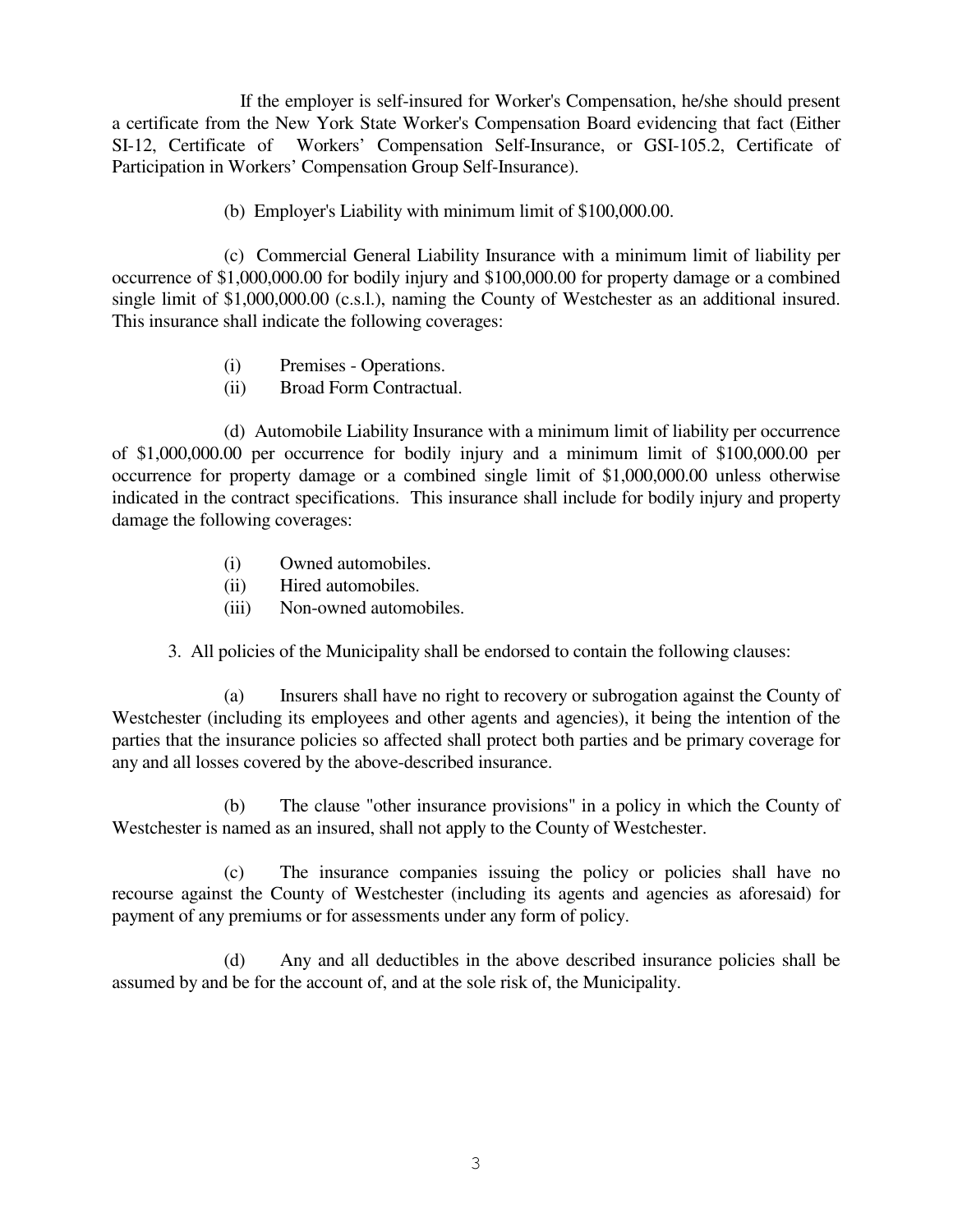If the employer is self-insured for Worker's Compensation, he/she should present a certificate from the New York State Worker's Compensation Board evidencing that fact (Either SI-12, Certificate of Workers' Compensation Self-Insurance, or GSI-105.2, Certificate of Participation in Workers' Compensation Group Self-Insurance).

(b) Employer's Liability with minimum limit of $100,000.00.

(c) Commercial General Liability Insurance with a minimum limit of liability per occurrence of $1,000,000.00 for bodily injury and $100,000.00 for property damage or a combined single limit of $1,000,000.00 (c.s.l.), naming the County of Westchester as an additional insured. This insurance shall indicate the following coverages:

- (i) Premises - Operations.
- (ii) Broad Form Contractual.

(d) Automobile Liability Insurance with a minimum limit of liability per occurrence of $1,000,000.00 per occurrence for bodily injury and a minimum limit of $100,000.00 per occurrence for property damage or a combined single limit of $1,000,000.00 unless otherwise indicated in the contract specifications. This insurance shall include for bodily injury and property damage the following coverages:

- (i) Owned automobiles.
- (ii) Hired automobiles.
- (iii) Non-owned automobiles.

3. All policies of the Municipality shall be endorsed to contain the following clauses:

(a) Insurers shall have no right to recovery or subrogation against the County of Westchester (including its employees and other agents and agencies), it being the intention of the parties that the insurance policies so affected shall protect both parties and be primary coverage for any and all losses covered by the above-described insurance.

(b) The clause "other insurance provisions" in a policy in which the County of Westchester is named as an insured, shall not apply to the County of Westchester.

(c) The insurance companies issuing the policy or policies shall have no recourse against the County of Westchester (including its agents and agencies as aforesaid) for payment of any premiums or for assessments under any form of policy.

(d) Any and all deductibles in the above described insurance policies shall be assumed by and be for the account of, and at the sole risk of, the Municipality.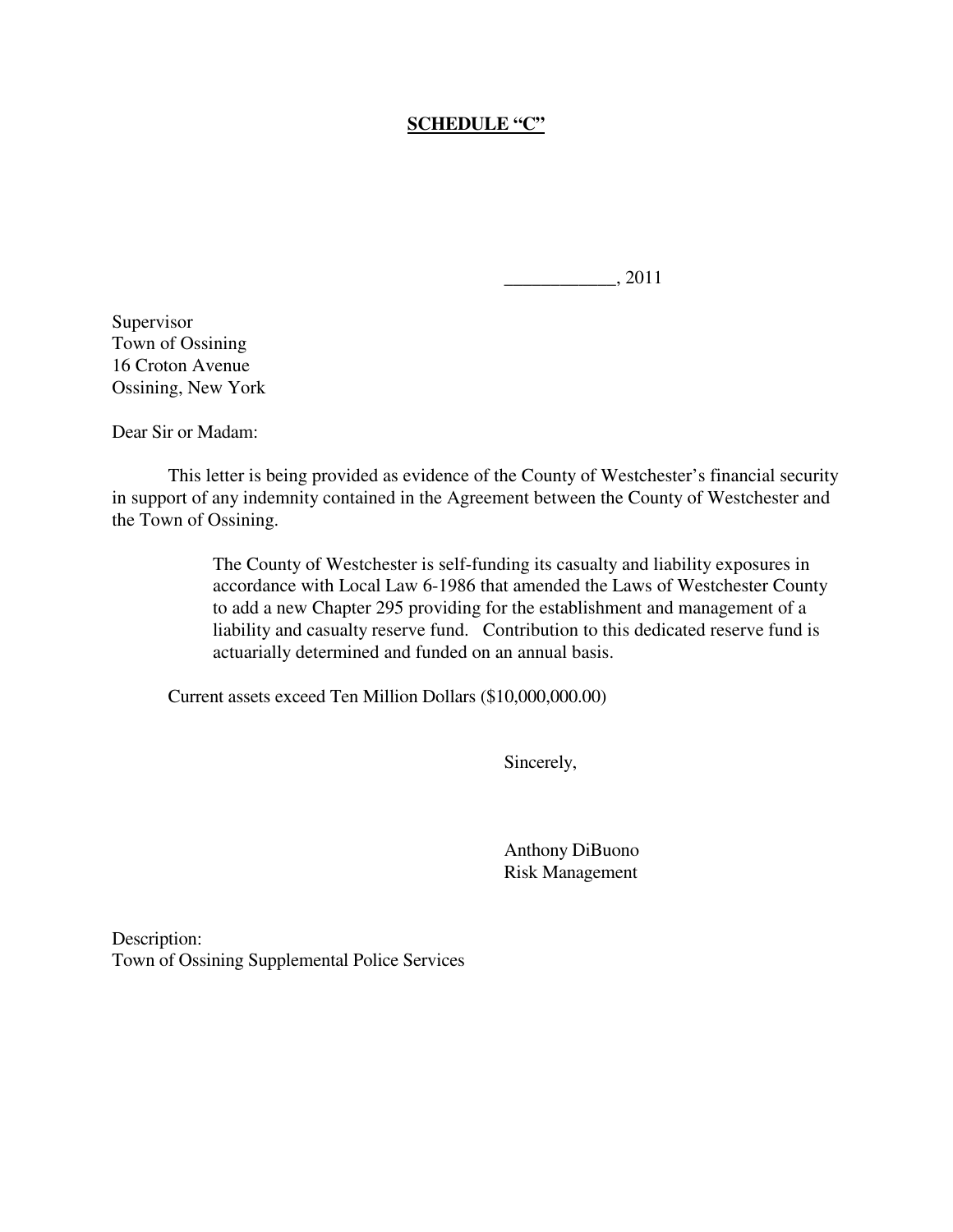**SCHEDULE "C"**

____________, 2011

Supervisor
Town of Ossining
16 Croton Avenue
Ossining, New York

Dear Sir or Madam:

This letter is being provided as evidence of the County of Westchester's financial security in support of any indemnity contained in the Agreement between the County of Westchester and the Town of Ossining.

> The County of Westchester is self-funding its casualty and liability exposures in accordance with Local Law 6-1986 that amended the Laws of Westchester County to add a new Chapter 295 providing for the establishment and management of a liability and casualty reserve fund. Contribution to this dedicated reserve fund is actuarially determined and funded on an annual basis.

Current assets exceed Ten Million Dollars ($10,000,000.00)

Sincerely,

Anthony DiBuono
Risk Management

Description:
Town of Ossining Supplemental Police Services